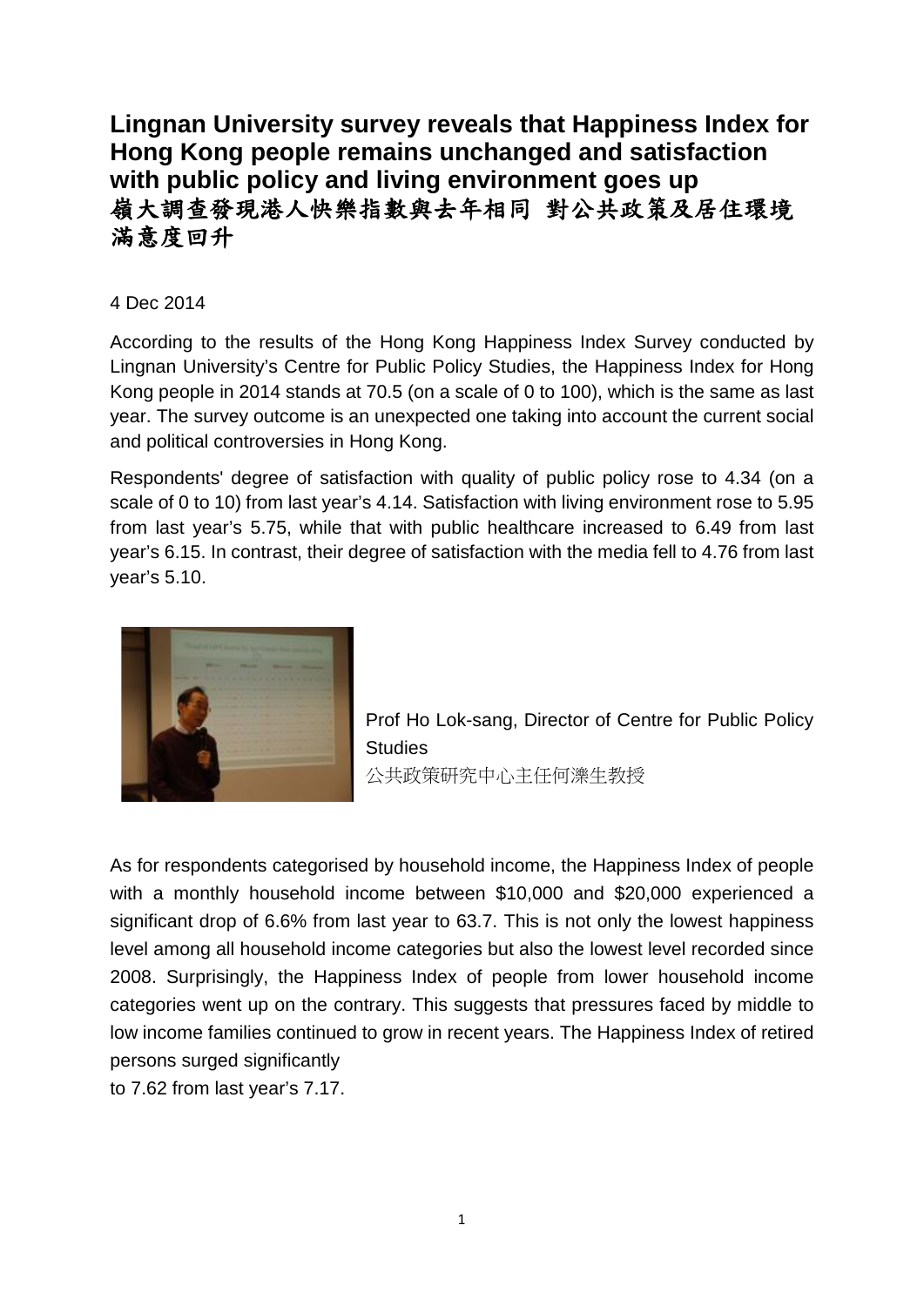# Lingnan University survey reveals that Happiness Index for Hong Kong people remains unchanged and satisfaction with public policy and living environment goes up
# 嶺大調查發現港人快樂指數與去年相同 對公共政策及居住環境滿意度回升

4 Dec 2014

According to the results of the Hong Kong Happiness Index Survey conducted by Lingnan University's Centre for Public Policy Studies, the Happiness Index for Hong Kong people in 2014 stands at 70.5 (on a scale of 0 to 100), which is the same as last year. The survey outcome is an unexpected one taking into account the current social and political controversies in Hong Kong.

Respondents' degree of satisfaction with quality of public policy rose to 4.34 (on a scale of 0 to 10) from last year's 4.14. Satisfaction with living environment rose to 5.95 from last year's 5.75, while that with public healthcare increased to 6.49 from last year's 6.15. In contrast, their degree of satisfaction with the media fell to 4.76 from last year's 5.10.

Prof Ho Lok-sang, Director of Centre for Public Policy Studies
公共政策研究中心主任何濼生教授

As for respondents categorised by household income, the Happiness Index of people with a monthly household income between $10,000 and $20,000 experienced a significant drop of 6.6% from last year to 63.7. This is not only the lowest happiness level among all household income categories but also the lowest level recorded since 2008. Surprisingly, the Happiness Index of people from lower household income categories went up on the contrary. This suggests that pressures faced by middle to low income families continued to grow in recent years. The Happiness Index of retired persons surged significantly
to 7.62 from last year's 7.17.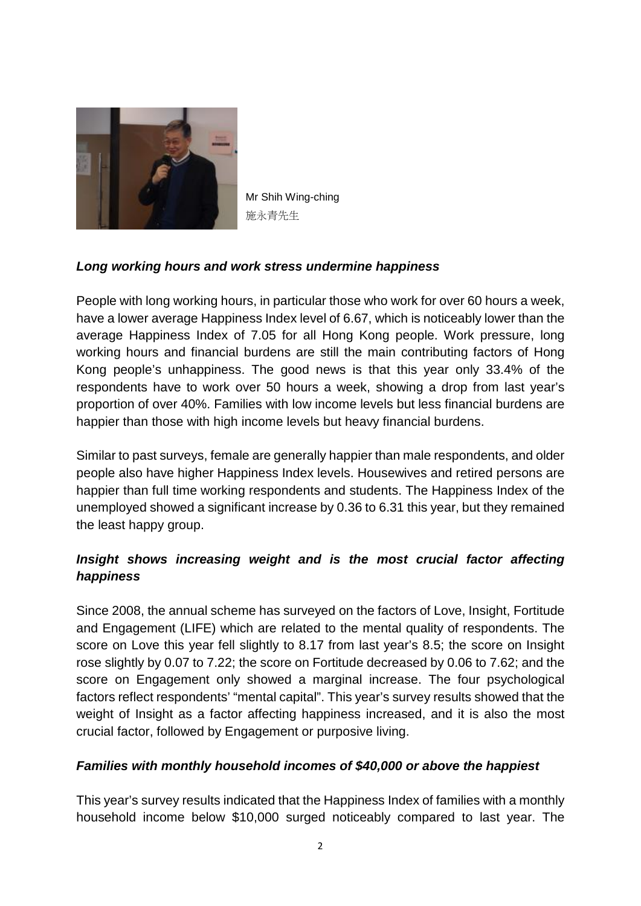Mr Shih Wing-ching
施永青先生

***Long working hours and work stress undermine happiness***

People with long working hours, in particular those who work for over 60 hours a week, have a lower average Happiness Index level of 6.67, which is noticeably lower than the average Happiness Index of 7.05 for all Hong Kong people. Work pressure, long working hours and financial burdens are still the main contributing factors of Hong Kong people's unhappiness. The good news is that this year only 33.4% of the respondents have to work over 50 hours a week, showing a drop from last year's proportion of over 40%. Families with low income levels but less financial burdens are happier than those with high income levels but heavy financial burdens.

Similar to past surveys, female are generally happier than male respondents, and older people also have higher Happiness Index levels. Housewives and retired persons are happier than full time working respondents and students. The Happiness Index of the unemployed showed a significant increase by 0.36 to 6.31 this year, but they remained the least happy group.

***Insight shows increasing weight and is the most crucial factor affecting happiness***

Since 2008, the annual scheme has surveyed on the factors of Love, Insight, Fortitude and Engagement (LIFE) which are related to the mental quality of respondents. The score on Love this year fell slightly to 8.17 from last year's 8.5; the score on Insight rose slightly by 0.07 to 7.22; the score on Fortitude decreased by 0.06 to 7.62; and the score on Engagement only showed a marginal increase. The four psychological factors reflect respondents' "mental capital". This year's survey results showed that the weight of Insight as a factor affecting happiness increased, and it is also the most crucial factor, followed by Engagement or purposive living.

***Families with monthly household incomes of $40,000 or above the happiest***

This year's survey results indicated that the Happiness Index of families with a monthly household income below $10,000 surged noticeably compared to last year. The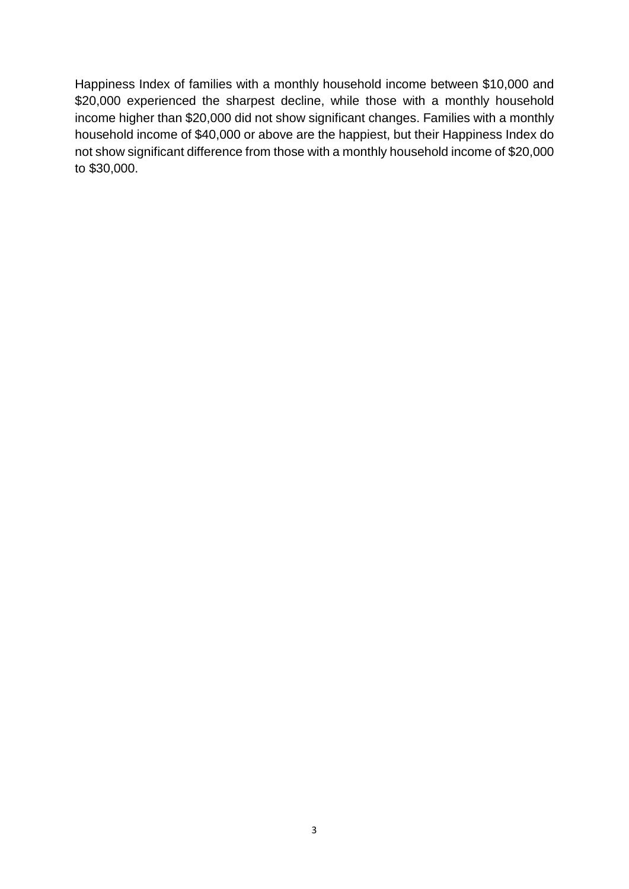Happiness Index of families with a monthly household income between $10,000 and $20,000 experienced the sharpest decline, while those with a monthly household income higher than $20,000 did not show significant changes. Families with a monthly household income of $40,000 or above are the happiest, but their Happiness Index do not show significant difference from those with a monthly household income of $20,000 to $30,000.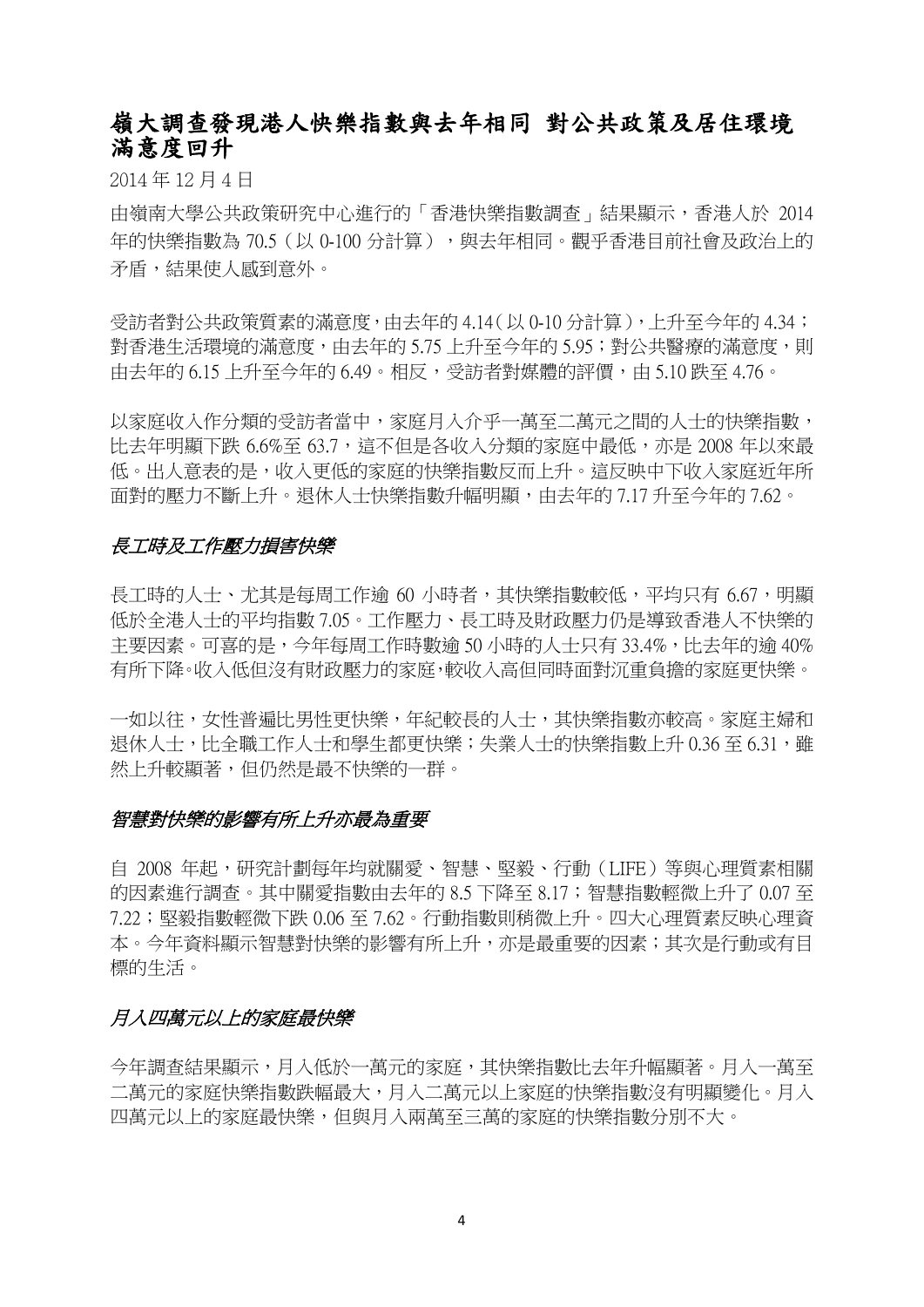# 嶺大調查發現港人快樂指數與去年相同 對公共政策及居住環境滿意度回升

2014 年 12 月 4 日

由嶺南大學公共政策研究中心進行的「香港快樂指數調查」結果顯示，香港人於 2014 年的快樂指數為 70.5（以 0-100 分計算），與去年相同。觀乎香港目前社會及政治上的矛盾，結果使人感到意外。

受訪者對公共政策質素的滿意度，由去年的 4.14（以 0-10 分計算），上升至今年的 4.34；對香港生活環境的滿意度，由去年的 5.75 上升至今年的 5.95；對公共醫療的滿意度，則由去年的 6.15 上升至今年的 6.49。相反，受訪者對媒體的評價，由 5.10 跌至 4.76。

以家庭收入作分類的受訪者當中，家庭月入介乎一萬至二萬元之間的人士的快樂指數，比去年明顯下跌 6.6%至 63.7，這不但是各收入分類的家庭中最低，亦是 2008 年以來最低。出人意表的是，收入更低的家庭的快樂指數反而上升。這反映中下收入家庭近年所面對的壓力不斷上升。退休人士快樂指數升幅明顯，由去年的 7.17 升至今年的 7.62。

## *長工時及工作壓力損害快樂*

長工時的人士、尤其是每周工作逾 60 小時者，其快樂指數較低，平均只有 6.67，明顯低於全港人士的平均指數 7.05。工作壓力、長工時及財政壓力仍是導致香港人不快樂的主要因素。可喜的是，今年每周工作時數逾 50 小時的人士只有 33.4%，比去年的逾 40%有所下降。收入低但沒有財政壓力的家庭，較收入高但同時面對沉重負擔的家庭更快樂。

一如以往，女性普遍比男性更快樂，年紀較長的人士，其快樂指數亦較高。家庭主婦和退休人士，比全職工作人士和學生都更快樂；失業人士的快樂指數上升 0.36 至 6.31，雖然上升較顯著，但仍然是最不快樂的一群。

## *智慧對快樂的影響有所上升亦最為重要*

自 2008 年起，研究計劃每年均就關愛、智慧、堅毅、行動（LIFE）等與心理質素相關的因素進行調查。其中關愛指數由去年的 8.5 下降至 8.17；智慧指數輕微上升了 0.07 至 7.22；堅毅指數輕微下跌 0.06 至 7.62。行動指數則稍微上升。四大心理質素反映心理資本。今年資料顯示智慧對快樂的影響有所上升，亦是最重要的因素；其次是行動或有目標的生活。

## *月入四萬元以上的家庭最快樂*

今年調查結果顯示，月入低於一萬元的家庭，其快樂指數比去年升幅顯著。月入一萬至二萬元的家庭快樂指數跌幅最大，月入二萬元以上家庭的快樂指數沒有明顯變化。月入四萬元以上的家庭最快樂，但與月入兩萬至三萬的家庭的快樂指數分別不大。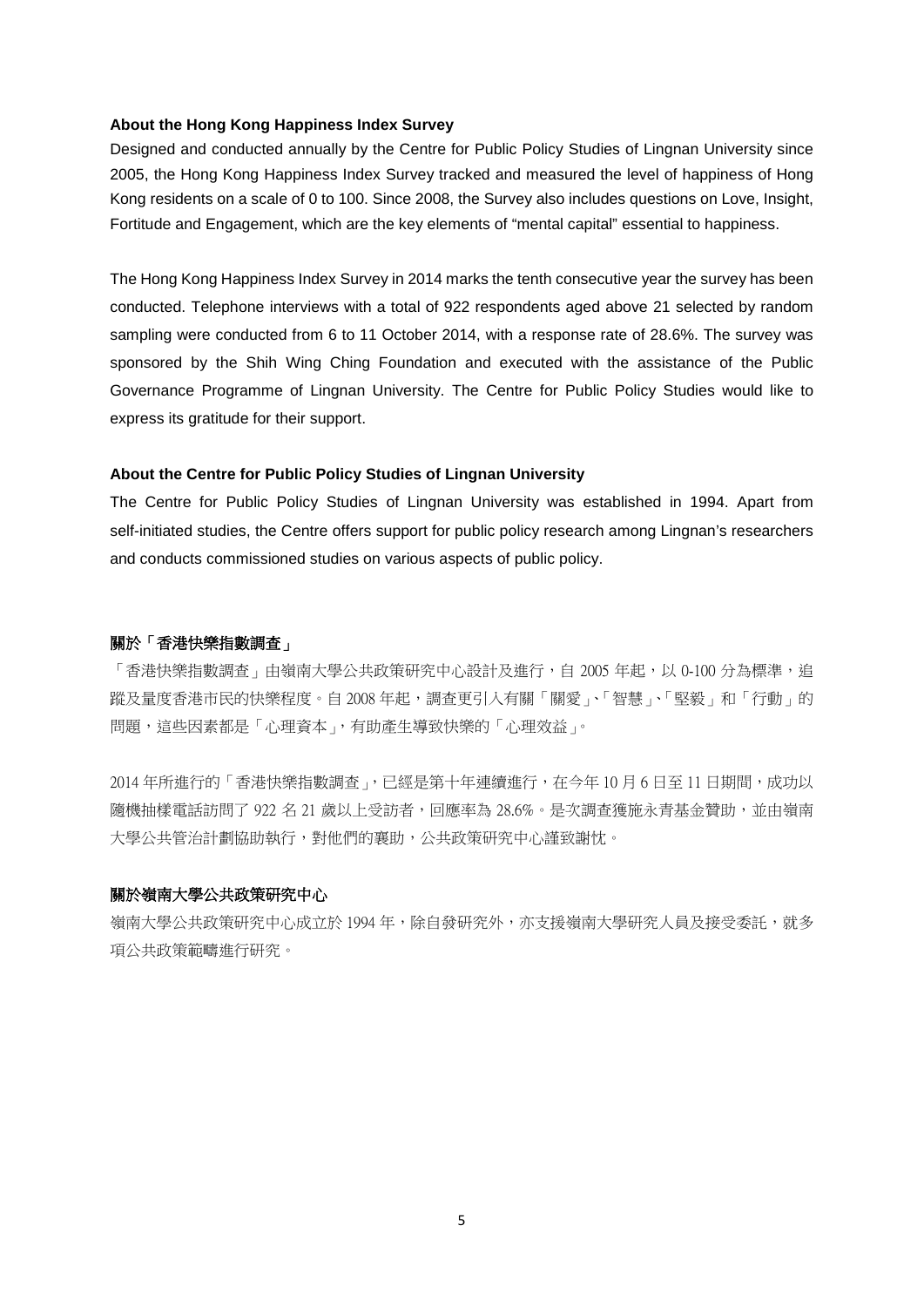**About the Hong Kong Happiness Index Survey**

Designed and conducted annually by the Centre for Public Policy Studies of Lingnan University since 2005, the Hong Kong Happiness Index Survey tracked and measured the level of happiness of Hong Kong residents on a scale of 0 to 100. Since 2008, the Survey also includes questions on Love, Insight, Fortitude and Engagement, which are the key elements of "mental capital" essential to happiness.

The Hong Kong Happiness Index Survey in 2014 marks the tenth consecutive year the survey has been conducted. Telephone interviews with a total of 922 respondents aged above 21 selected by random sampling were conducted from 6 to 11 October 2014, with a response rate of 28.6%. The survey was sponsored by the Shih Wing Ching Foundation and executed with the assistance of the Public Governance Programme of Lingnan University. The Centre for Public Policy Studies would like to express its gratitude for their support.

**About the Centre for Public Policy Studies of Lingnan University**

The Centre for Public Policy Studies of Lingnan University was established in 1994. Apart from self-initiated studies, the Centre offers support for public policy research among Lingnan's researchers and conducts commissioned studies on various aspects of public policy.

**關於「香港快樂指數調查」**

「香港快樂指數調查」由嶺南大學公共政策研究中心設計及進行，自 2005 年起，以 0-100 分為標準，追蹤及量度香港市民的快樂程度。自 2008 年起，調查更引入有關「關愛」、「智慧」、「堅毅」和「行動」的問題，這些因素都是「心理資本」，有助產生導致快樂的「心理效益」。

2014 年所進行的「香港快樂指數調查」，已經是第十年連續進行，在今年 10 月 6 日至 11 日期間，成功以隨機抽樣電話訪問了 922 名 21 歲以上受訪者，回應率為 28.6%。是次調查獲施永青基金贊助，並由嶺南大學公共管治計劃協助執行，對他們的襄助，公共政策研究中心謹致謝忱。

**關於嶺南大學公共政策研究中心**

嶺南大學公共政策研究中心成立於 1994 年，除自發研究外，亦支援嶺南大學研究人員及接受委託，就多項公共政策範疇進行研究。